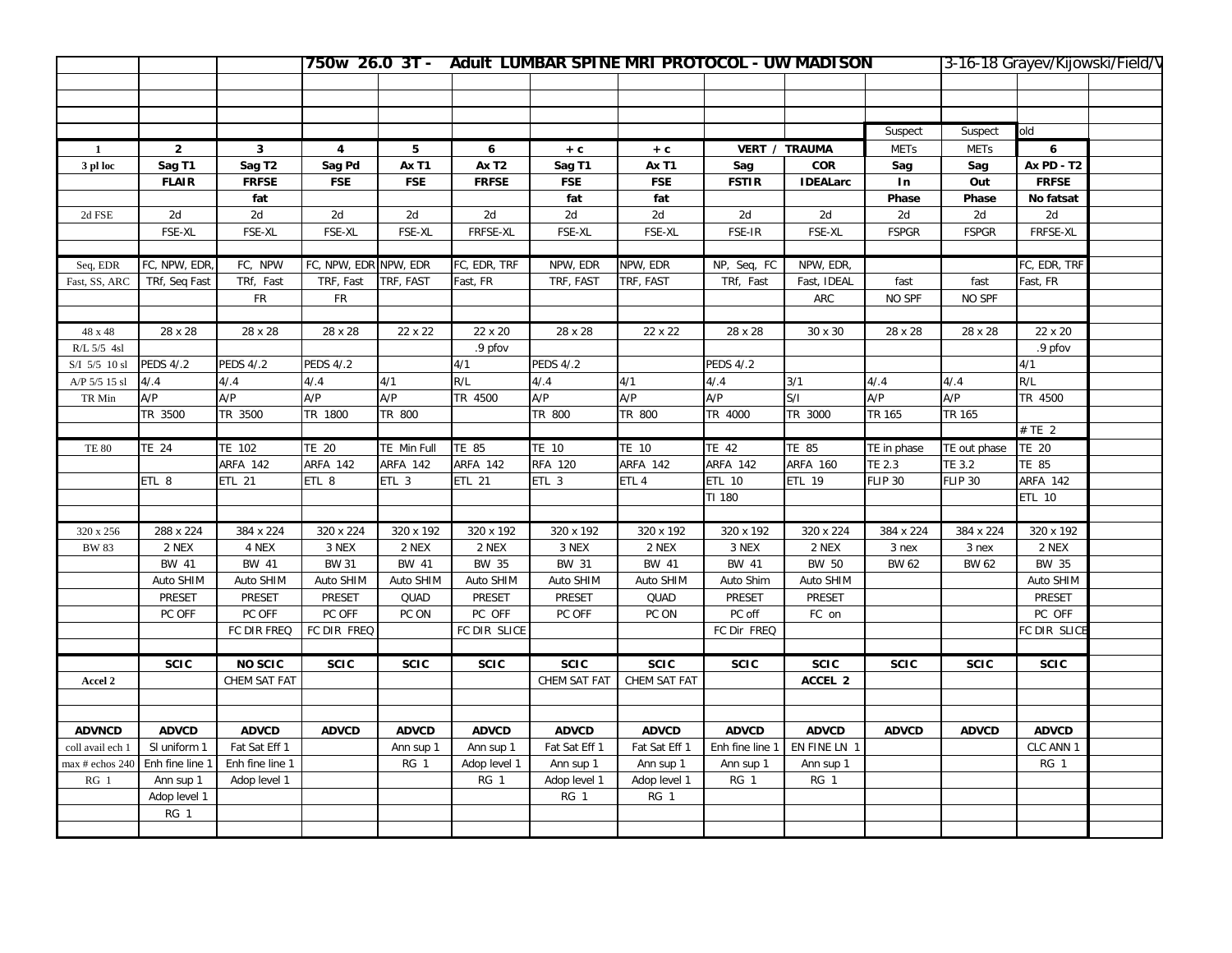# 750w 26.0 3T - Adult LUMBAR SPINE MRI PROTOCOL - UW MADISON

3-16-18 Grayev/Kijowski/Field/V

| | | | | | | | | | | | | | |
|---|---|---|---|---|---|---|---|---|---|---|---|---|---|
| | | | | | | | | | | Suspect | Suspect | old | |
| 1 | 2 | 3 | 4 | 5 | 6 | + c | + c | VERT / TRAUMA | | METs | METs | 6 | |
| 3 pl loc | Sag T1 | Sag T2 | Sag Pd | Ax T1 | Ax T2 | Sag T1 | Ax T1 | Sag | COR | Sag | Sag | Ax PD - T2 | |
| | FLAIR | FRFSE | FSE | FSE | FRFSE | FSE | FSE | FSTIR | IDEALarc | In | Out | FRFSE | |
| | | fat | | | | fat | fat | | | Phase | Phase | No fatsat | |
| 2d FSE | 2d | 2d | 2d | 2d | 2d | 2d | 2d | 2d | 2d | 2d | 2d | 2d | |
| | FSE-XL | FSE-XL | FSE-XL | FSE-XL | FRFSE-XL | FSE-XL | FSE-XL | FSE-IR | FSE-XL | FSPGR | FSPGR | FRFSE-XL | |
| | | | | | | | | | | | | | |
| Seq, EDR | FC, NPW, EDR, | FC, NPW | FC, NPW, EDR | NPW, EDR | FC, EDR, TRF | NPW, EDR | NPW, EDR | NP, Seq, FC | NPW, EDR, | | | FC, EDR, TRF | |
| Fast, SS, ARC | TRf, Seq Fast | TRf, Fast | TRF, Fast | TRF, FAST | Fast, FR | TRF, FAST | TRF, FAST | TRf, Fast | Fast, IDEAL | fast | fast | Fast, FR | |
| | | FR | FR | | | | | | ARC | NO SPF | NO SPF | | |
| | | | | | | | | | | | | | |
| 48 x 48 | 28 x 28 | 28 x 28 | 28 x 28 | 22 x 22 | 22 x 20 | 28 x 28 | 22 x 22 | 28 x 28 | 30 x 30 | 28 x 28 | 28 x 28 | 22 x 20 | |
| R/L 5/5 4sl | | | | | .9 pfov | | | | | | | .9 pfov | |
| S/I 5/5 10 sl | PEDS 4/.2 | PEDS 4/.2 | PEDS 4/.2 | | 4/1 | PEDS 4/.2 | | PEDS 4/.2 | | | | 4/1 | |
| A/P 5/5 15 sl | 4/.4 | 4/.4 | 4/.4 | 4/1 | R/L | 4/.4 | 4/1 | 4/.4 | 3/1 | 4/.4 | 4/.4 | R/L | |
| TR Min | A/P | A/P | A/P | A/P | TR 4500 | A/P | A/P | A/P | S/I | A/P | A/P | TR 4500 | |
| | TR 3500 | TR 3500 | TR 1800 | TR 800 | | TR 800 | TR 800 | TR 4000 | TR 3000 | TR 165 | TR 165 | | |
| | | | | | | | | | | | | # TE 2 | |
| TE 80 | TE 24 | TE 102 | TE 20 | TE Min Full | TE 85 | TE 10 | TE 10 | TE 42 | TE 85 | TE in phase | TE out phase | TE 20 | |
| | | ARFA 142 | ARFA 142 | ARFA 142 | ARFA 142 | RFA 120 | ARFA 142 | ARFA 142 | ARFA 160 | TE 2.3 | TE 3.2 | TE 85 | |
| | ETL 8 | ETL 21 | ETL 8 | ETL 3 | ETL 21 | ETL 3 | ETL 4 | ETL 10 | ETL 19 | FLIP 30 | FLIP 30 | ARFA 142 | |
| | | | | | | | | TI 180 | | | | ETL 10 | |
| | | | | | | | | | | | | | |
| 320 x 256 | 288 x 224 | 384 x 224 | 320 x 224 | 320 x 192 | 320 x 192 | 320 x 192 | 320 x 192 | 320 x 192 | 320 x 224 | 384 x 224 | 384 x 224 | 320 x 192 | |
| BW 83 | 2 NEX | 4 NEX | 3 NEX | 2 NEX | 2 NEX | 3 NEX | 2 NEX | 3 NEX | 2 NEX | 3 nex | 3 nex | 2 NEX | |
| | BW 41 | BW 41 | BW 31 | BW 41 | BW 35 | BW 31 | BW 41 | BW 41 | BW 50 | BW 62 | BW 62 | BW 35 | |
| | Auto SHIM | Auto SHIM | Auto SHIM | Auto SHIM | Auto SHIM | Auto SHIM | Auto SHIM | Auto Shim | Auto SHIM | | | Auto SHIM | |
| | PRESET | PRESET | PRESET | QUAD | PRESET | PRESET | QUAD | PRESET | PRESET | | | PRESET | |
| | PC OFF | PC OFF | PC OFF | PC ON | PC OFF | PC OFF | PC ON | PC off | FC on | | | PC OFF | |
| | | FC DIR FREQ | FC DIR FREQ | | FC DIR SLICE | | | FC Dir FREQ | | | | FC DIR SLICE | |
| | | | | | | | | | | | | | |
| | SCIC | NO SCIC | SCIC | SCIC | SCIC | SCIC | SCIC | SCIC | SCIC | SCIC | SCIC | SCIC | |
| Accel 2 | | CHEM SAT FAT | | | | CHEM SAT FAT | CHEM SAT FAT | | ACCEL 2 | | | | |
| | | | | | | | | | | | | | |
| | | | | | | | | | | | | | |
| ADVNCD | ADVCD | ADVCD | ADVCD | ADVCD | ADVCD | ADVCD | ADVCD | ADVCD | ADVCD | ADVCD | ADVCD | ADVCD | |
| coll avail ech 1 | Sl uniform 1 | Fat Sat Eff 1 | | Ann sup 1 | Ann sup 1 | Fat Sat Eff 1 | Fat Sat Eff 1 | Enh fine line 1 | EN FINE LN 1 | | | CLC ANN 1 | |
| max # echos 240 | Enh fine line 1 | Enh fine line 1 | | RG 1 | Adop level 1 | Ann sup 1 | Ann sup 1 | Ann sup 1 | Ann sup 1 | | | RG 1 | |
| RG 1 | Ann sup 1 | Adop level 1 | | | RG 1 | Adop level 1 | Adop level 1 | RG 1 | RG 1 | | | | |
| | Adop level 1 | | | | | RG 1 | RG 1 | | | | | | |
| | RG 1 | | | | | | | | | | | | |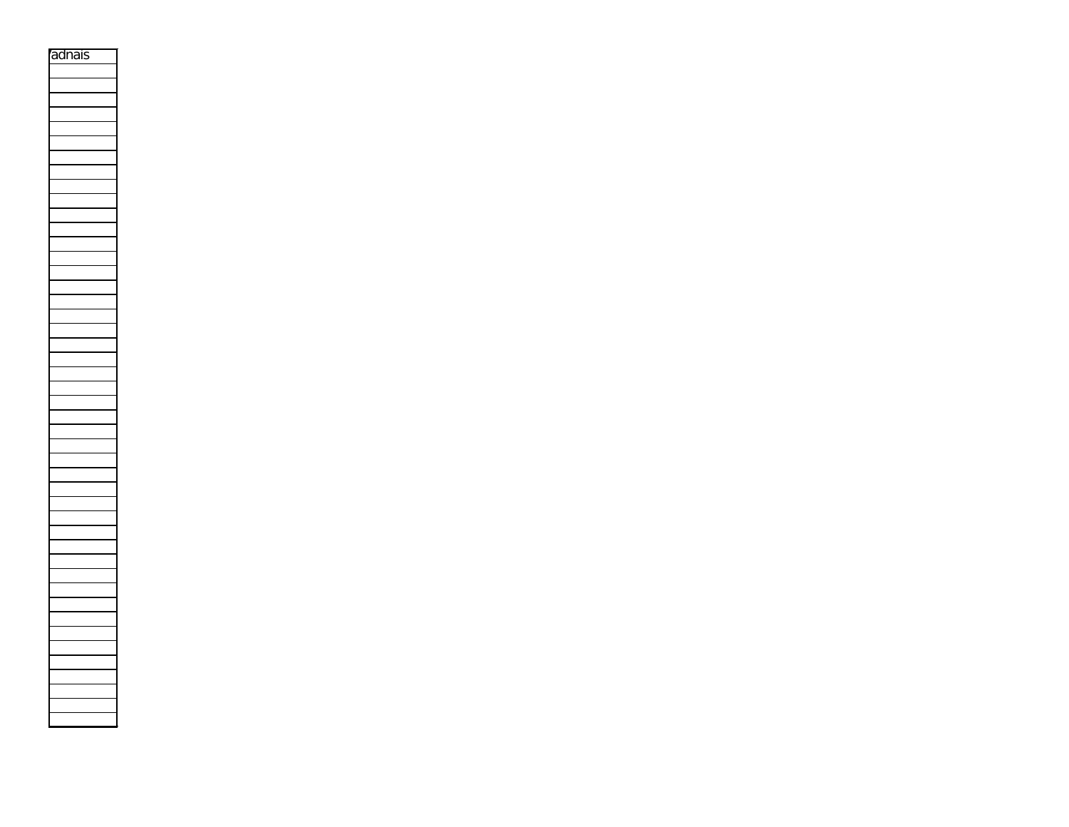| adnais |
| --- |
| |
| |
| |
| |
| |
| |
| |
| |
| |
| |
| |
| |
| |
| |
| |
| |
| |
| |
| |
| |
| |
| |
| |
| |
| |
| |
| |
| |
| |
| |
| |
| |
| |
| |
| |
| |
| |
| |
| |
| |
| |
| |
| |
| |
| |